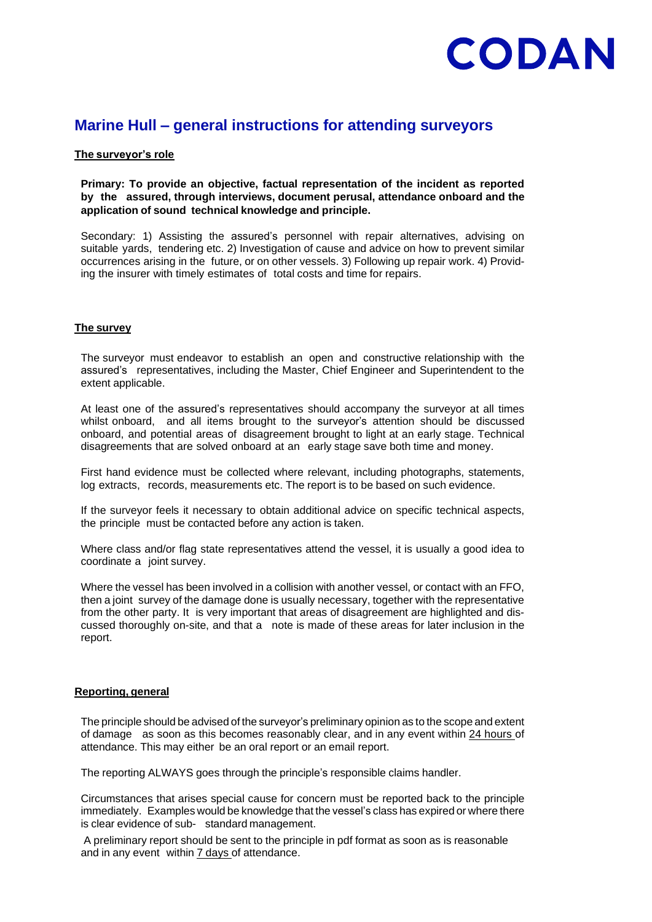CODAN

# Marine Hull – general instructions for attending surveyors

## The surveyor's role

**Primary: To provide an objective, factual representation of the incident as reported by the assured, through interviews, document perusal, attendance onboard and the application of sound technical knowledge and principle.**

Secondary: 1) Assisting the assured's personnel with repair alternatives, advising on suitable yards, tendering etc. 2) Investigation of cause and advice on how to prevent similar occurrences arising in the future, or on other vessels. 3) Following up repair work. 4) Providing the insurer with timely estimates of total costs and time for repairs.

## The survey

The surveyor must endeavor to establish an open and constructive relationship with the assured's representatives, including the Master, Chief Engineer and Superintendent to the extent applicable.

At least one of the assured's representatives should accompany the surveyor at all times whilst onboard, and all items brought to the surveyor's attention should be discussed onboard, and potential areas of disagreement brought to light at an early stage. Technical disagreements that are solved onboard at an early stage save both time and money.

First hand evidence must be collected where relevant, including photographs, statements, log extracts, records, measurements etc. The report is to be based on such evidence.

If the surveyor feels it necessary to obtain additional advice on specific technical aspects, the principle must be contacted before any action is taken.

Where class and/or flag state representatives attend the vessel, it is usually a good idea to coordinate a joint survey.

Where the vessel has been involved in a collision with another vessel, or contact with an FFO, then a joint survey of the damage done is usually necessary, together with the representative from the other party. It is very important that areas of disagreement are highlighted and discussed thoroughly on-site, and that a note is made of these areas for later inclusion in the report.

## Reporting, general

The principle should be advised of the surveyor's preliminary opinion as to the scope and extent of damage as soon as this becomes reasonably clear, and in any event within 24 hours of attendance. This may either be an oral report or an email report.

The reporting ALWAYS goes through the principle's responsible claims handler.

Circumstances that arises special cause for concern must be reported back to the principle immediately. Examples would be knowledge that the vessel's class has expired or where there is clear evidence of sub- standard management.

A preliminary report should be sent to the principle in pdf format as soon as is reasonable and in any event within 7 days of attendance.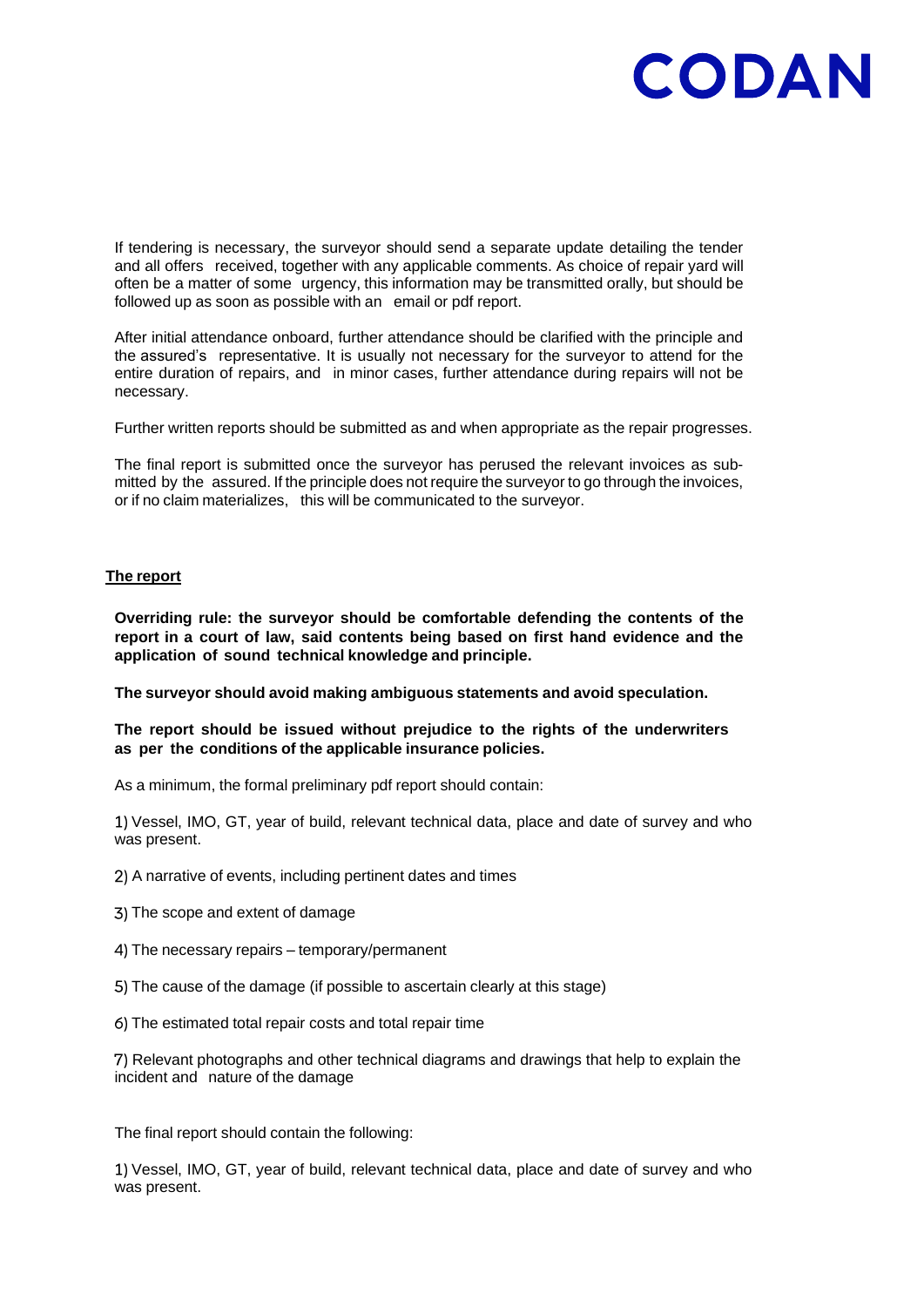If tendering is necessary, the surveyor should send a separate update detailing the tender and all offers received, together with any applicable comments. As choice of repair yard will often be a matter of some urgency, this information may be transmitted orally, but should be followed up as soon as possible with an email or pdf report.

After initial attendance onboard, further attendance should be clarified with the principle and the assured's representative. It is usually not necessary for the surveyor to attend for the entire duration of repairs, and in minor cases, further attendance during repairs will not be necessary.

Further written reports should be submitted as and when appropriate as the repair progresses.

The final report is submitted once the surveyor has perused the relevant invoices as submitted by the assured. If the principle does not require the surveyor to go through the invoices, or if no claim materializes, this will be communicated to the surveyor.

## The report

**Overriding rule: the surveyor should be comfortable defending the contents of the report in a court of law, said contents being based on first hand evidence and the application of sound technical knowledge and principle.**

**The surveyor should avoid making ambiguous statements and avoid speculation.**

**The report should be issued without prejudice to the rights of the underwriters as per the conditions of the applicable insurance policies.**

As a minimum, the formal preliminary pdf report should contain:

1) Vessel, IMO, GT, year of build, relevant technical data, place and date of survey and who was present.

2) A narrative of events, including pertinent dates and times

3) The scope and extent of damage

4) The necessary repairs – temporary/permanent

5) The cause of the damage (if possible to ascertain clearly at this stage)

6) The estimated total repair costs and total repair time

7) Relevant photographs and other technical diagrams and drawings that help to explain the incident and nature of the damage

The final report should contain the following:

1) Vessel, IMO, GT, year of build, relevant technical data, place and date of survey and who was present.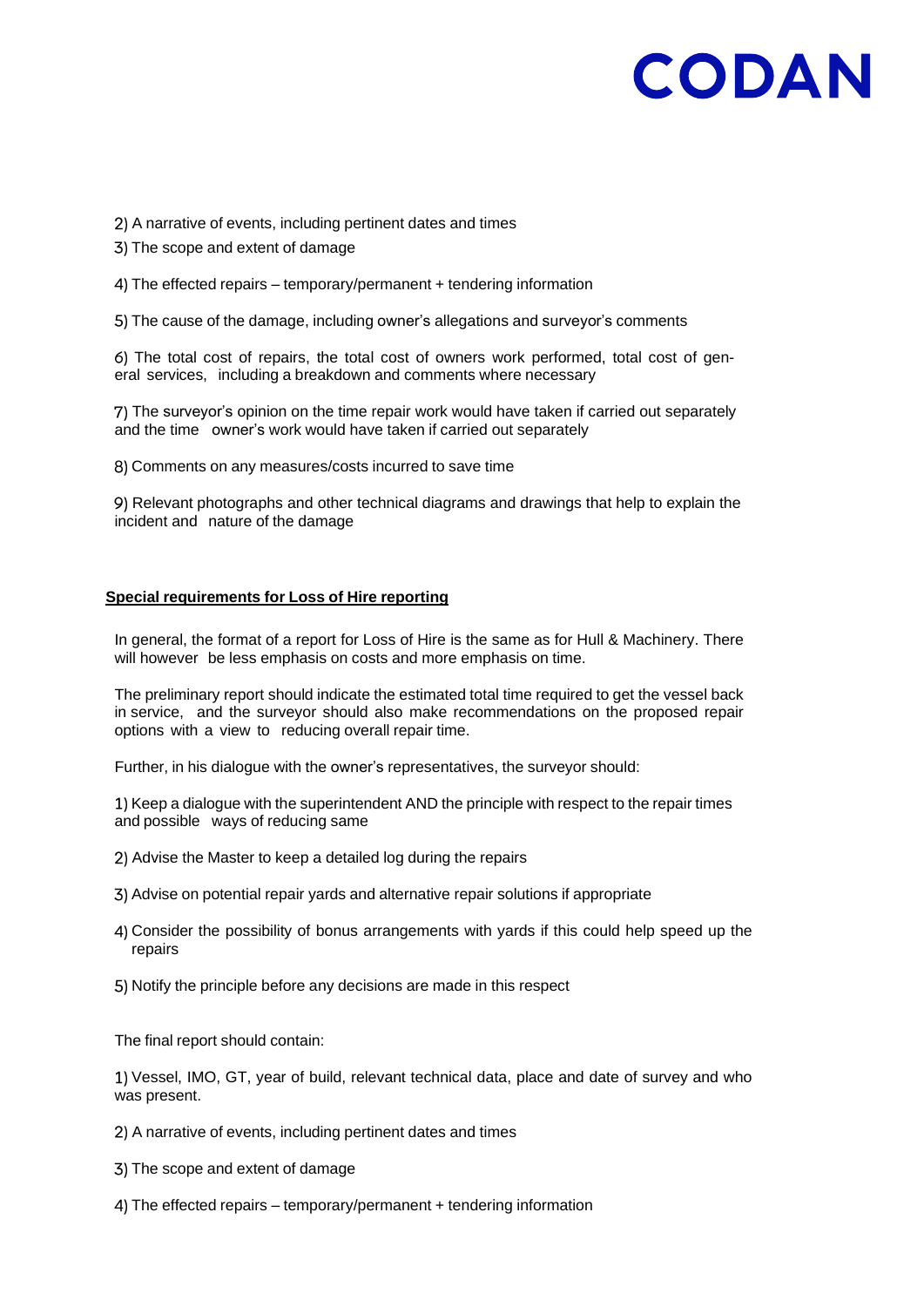2) A narrative of events, including pertinent dates and times

3) The scope and extent of damage

4) The effected repairs – temporary/permanent + tendering information

5) The cause of the damage, including owner's allegations and surveyor's comments

6) The total cost of repairs, the total cost of owners work performed, total cost of general services, including a breakdown and comments where necessary

7) The surveyor's opinion on the time repair work would have taken if carried out separately and the time owner's work would have taken if carried out separately

8) Comments on any measures/costs incurred to save time

9) Relevant photographs and other technical diagrams and drawings that help to explain the incident and nature of the damage

**Special requirements for Loss of Hire reporting**

In general, the format of a report for Loss of Hire is the same as for Hull & Machinery. There will however be less emphasis on costs and more emphasis on time.

The preliminary report should indicate the estimated total time required to get the vessel back in service, and the surveyor should also make recommendations on the proposed repair options with a view to reducing overall repair time.

Further, in his dialogue with the owner's representatives, the surveyor should:

1) Keep a dialogue with the superintendent AND the principle with respect to the repair times and possible ways of reducing same

2) Advise the Master to keep a detailed log during the repairs

3) Advise on potential repair yards and alternative repair solutions if appropriate

4) Consider the possibility of bonus arrangements with yards if this could help speed up the repairs

5) Notify the principle before any decisions are made in this respect

The final report should contain:

1) Vessel, IMO, GT, year of build, relevant technical data, place and date of survey and who was present.

2) A narrative of events, including pertinent dates and times

3) The scope and extent of damage

4) The effected repairs – temporary/permanent + tendering information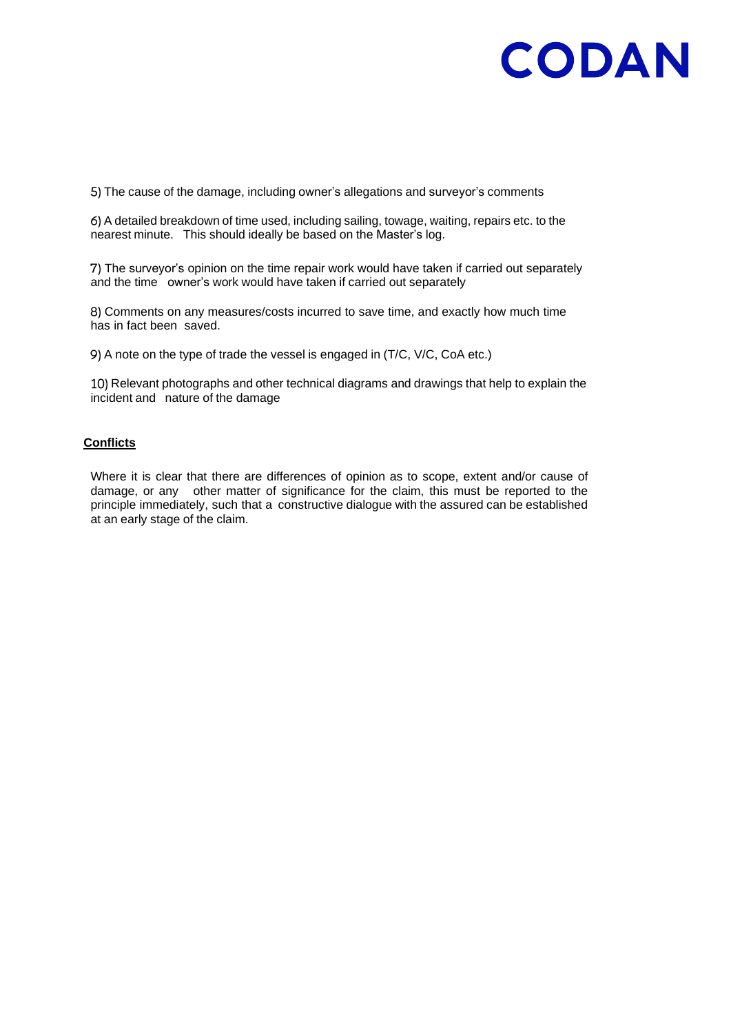5) The cause of the damage, including owner's allegations and surveyor's comments

6) A detailed breakdown of time used, including sailing, towage, waiting, repairs etc. to the nearest minute. This should ideally be based on the Master's log.

7) The surveyor's opinion on the time repair work would have taken if carried out separately and the time owner's work would have taken if carried out separately

8) Comments on any measures/costs incurred to save time, and exactly how much time has in fact been saved.

9) A note on the type of trade the vessel is engaged in (T/C, V/C, CoA etc.)

10) Relevant photographs and other technical diagrams and drawings that help to explain the incident and nature of the damage

**Conflicts**

Where it is clear that there are differences of opinion as to scope, extent and/or cause of damage, or any other matter of significance for the claim, this must be reported to the principle immediately, such that a constructive dialogue with the assured can be established at an early stage of the claim.